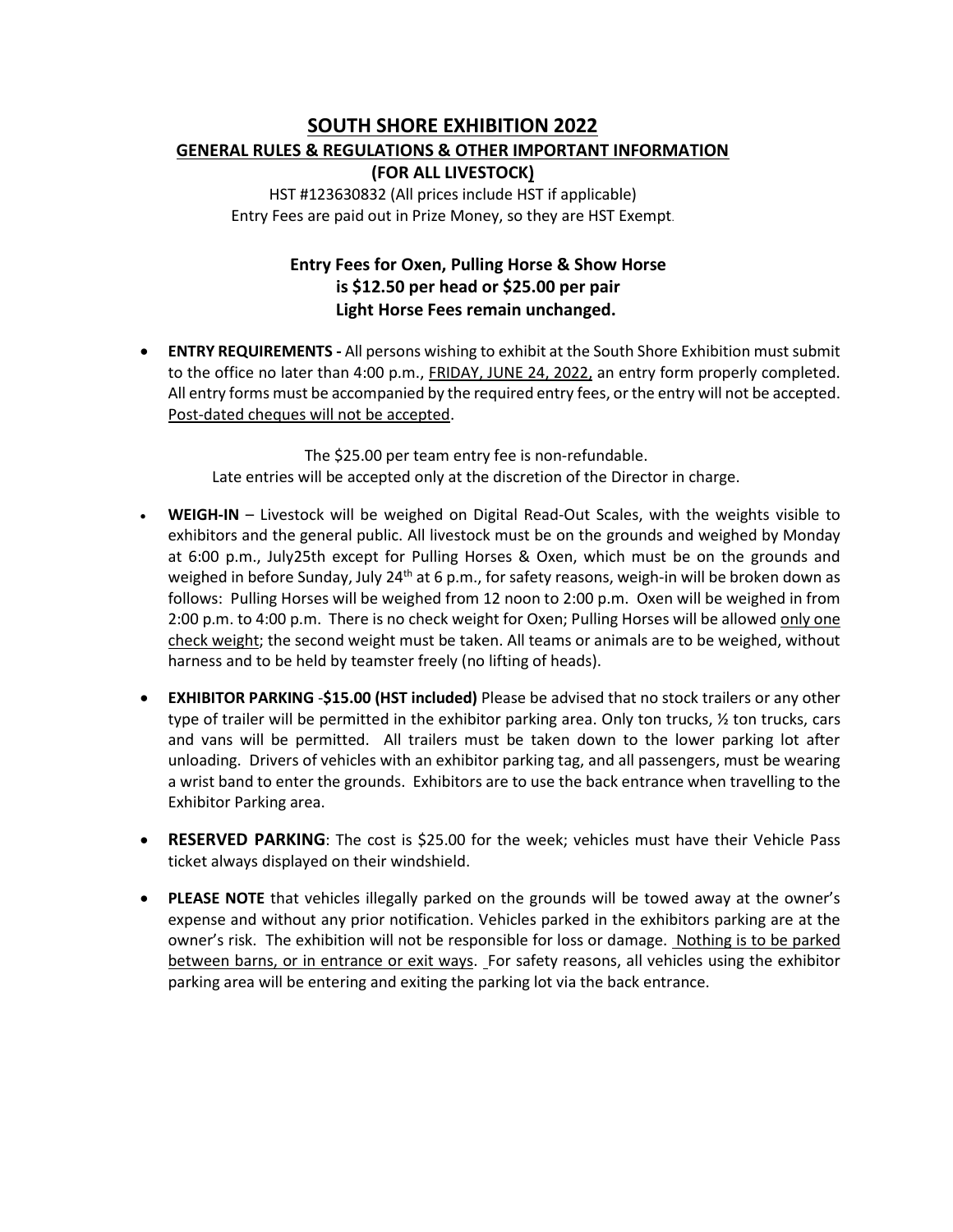# SOUTH SHORE EXHIBITION 2022

## GENERAL RULES & REGULATIONS & OTHER IMPORTANT INFORMATION

### (FOR ALL LIVESTOCK)

HST #123630832 (All prices include HST if applicable)
Entry Fees are paid out in Prize Money, so they are HST Exempt.

**Entry Fees for Oxen, Pulling Horse & Show Horse is $12.50 per head or $25.00 per pair**
**Light Horse Fees remain unchanged.**

- **ENTRY REQUIREMENTS -** All persons wishing to exhibit at the South Shore Exhibition must submit to the office no later than 4:00 p.m., FRIDAY, JUNE 24, 2022, an entry form properly completed. All entry forms must be accompanied by the required entry fees, or the entry will not be accepted. Post-dated cheques will not be accepted.

  The $25.00 per team entry fee is non-refundable.
  Late entries will be accepted only at the discretion of the Director in charge.

- **WEIGH-IN** – Livestock will be weighed on Digital Read-Out Scales, with the weights visible to exhibitors and the general public. All livestock must be on the grounds and weighed by Monday at 6:00 p.m., July25th except for Pulling Horses & Oxen, which must be on the grounds and weighed in before Sunday, July 24th at 6 p.m., for safety reasons, weigh-in will be broken down as follows: Pulling Horses will be weighed from 12 noon to 2:00 p.m. Oxen will be weighed in from 2:00 p.m. to 4:00 p.m. There is no check weight for Oxen; Pulling Horses will be allowed only one check weight; the second weight must be taken. All teams or animals are to be weighed, without harness and to be held by teamster freely (no lifting of heads).

- **EXHIBITOR PARKING -$15.00 (HST included)** Please be advised that no stock trailers or any other type of trailer will be permitted in the exhibitor parking area. Only ton trucks, ½ ton trucks, cars and vans will be permitted. All trailers must be taken down to the lower parking lot after unloading. Drivers of vehicles with an exhibitor parking tag, and all passengers, must be wearing a wrist band to enter the grounds. Exhibitors are to use the back entrance when travelling to the Exhibitor Parking area.

- **RESERVED PARKING**: The cost is $25.00 for the week; vehicles must have their Vehicle Pass ticket always displayed on their windshield.

- **PLEASE NOTE** that vehicles illegally parked on the grounds will be towed away at the owner's expense and without any prior notification. Vehicles parked in the exhibitors parking are at the owner's risk. The exhibition will not be responsible for loss or damage. Nothing is to be parked between barns, or in entrance or exit ways. For safety reasons, all vehicles using the exhibitor parking area will be entering and exiting the parking lot via the back entrance.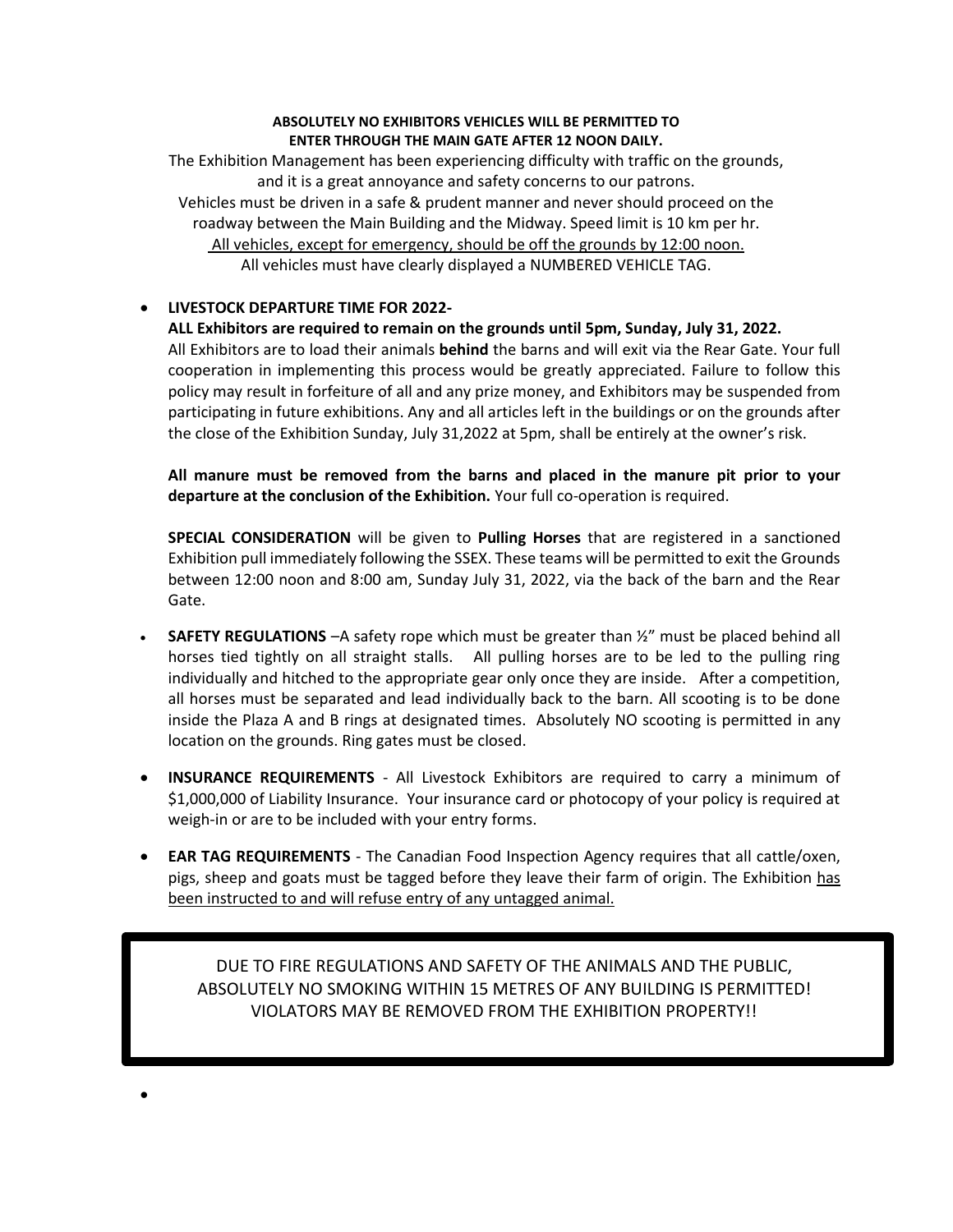**ABSOLUTELY NO EXHIBITORS VEHICLES WILL BE PERMITTED TO ENTER THROUGH THE MAIN GATE AFTER 12 NOON DAILY.**

The Exhibition Management has been experiencing difficulty with traffic on the grounds, and it is a great annoyance and safety concerns to our patrons.
Vehicles must be driven in a safe & prudent manner and never should proceed on the roadway between the Main Building and the Midway. Speed limit is 10 km per hr.
<u>All vehicles, except for emergency, should be off the grounds by 12:00 noon.</u>
All vehicles must have clearly displayed a NUMBERED VEHICLE TAG.

- **LIVESTOCK DEPARTURE TIME FOR 2022-**
  **ALL Exhibitors are required to remain on the grounds until 5pm, Sunday, July 31, 2022.**
  All Exhibitors are to load their animals **behind** the barns and will exit via the Rear Gate. Your full cooperation in implementing this process would be greatly appreciated. Failure to follow this policy may result in forfeiture of all and any prize money, and Exhibitors may be suspended from participating in future exhibitions. Any and all articles left in the buildings or on the grounds after the close of the Exhibition Sunday, July 31,2022 at 5pm, shall be entirely at the owner's risk.

  **All manure must be removed from the barns and placed in the manure pit prior to your departure at the conclusion of the Exhibition.** Your full co-operation is required.

  **SPECIAL CONSIDERATION** will be given to **Pulling Horses** that are registered in a sanctioned Exhibition pull immediately following the SSEX. These teams will be permitted to exit the Grounds between 12:00 noon and 8:00 am, Sunday July 31, 2022, via the back of the barn and the Rear Gate.

- **SAFETY REGULATIONS** –A safety rope which must be greater than ½" must be placed behind all horses tied tightly on all straight stalls. All pulling horses are to be led to the pulling ring individually and hitched to the appropriate gear only once they are inside. After a competition, all horses must be separated and lead individually back to the barn. All scooting is to be done inside the Plaza A and B rings at designated times. Absolutely NO scooting is permitted in any location on the grounds. Ring gates must be closed.

- **INSURANCE REQUIREMENTS** - All Livestock Exhibitors are required to carry a minimum of $1,000,000 of Liability Insurance. Your insurance card or photocopy of your policy is required at weigh-in or are to be included with your entry forms.

- **EAR TAG REQUIREMENTS** - The Canadian Food Inspection Agency requires that all cattle/oxen, pigs, sheep and goats must be tagged before they leave their farm of origin. The Exhibition <u>has been instructed to and will refuse entry of any untagged animal.</u>

DUE TO FIRE REGULATIONS AND SAFETY OF THE ANIMALS AND THE PUBLIC, ABSOLUTELY NO SMOKING WITHIN 15 METRES OF ANY BUILDING IS PERMITTED! VIOLATORS MAY BE REMOVED FROM THE EXHIBITION PROPERTY!!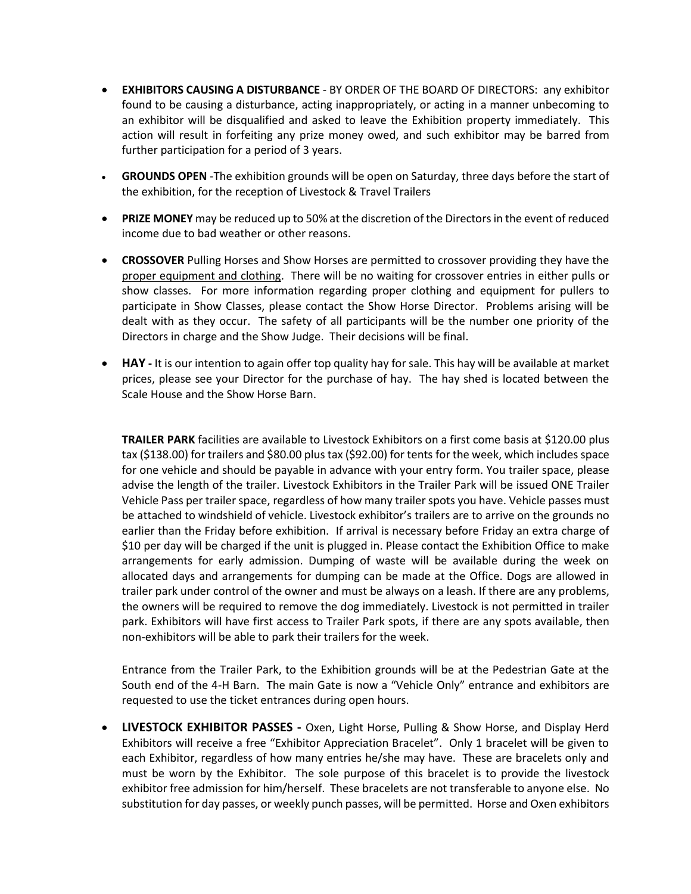- **EXHIBITORS CAUSING A DISTURBANCE** - BY ORDER OF THE BOARD OF DIRECTORS: any exhibitor found to be causing a disturbance, acting inappropriately, or acting in a manner unbecoming to an exhibitor will be disqualified and asked to leave the Exhibition property immediately. This action will result in forfeiting any prize money owed, and such exhibitor may be barred from further participation for a period of 3 years.

- **GROUNDS OPEN** -The exhibition grounds will be open on Saturday, three days before the start of the exhibition, for the reception of Livestock & Travel Trailers

- **PRIZE MONEY** may be reduced up to 50% at the discretion of the Directors in the event of reduced income due to bad weather or other reasons.

- **CROSSOVER** Pulling Horses and Show Horses are permitted to crossover providing they have the proper equipment and clothing. There will be no waiting for crossover entries in either pulls or show classes. For more information regarding proper clothing and equipment for pullers to participate in Show Classes, please contact the Show Horse Director. Problems arising will be dealt with as they occur. The safety of all participants will be the number one priority of the Directors in charge and the Show Judge. Their decisions will be final.

- **HAY -** It is our intention to again offer top quality hay for sale. This hay will be available at market prices, please see your Director for the purchase of hay. The hay shed is located between the Scale House and the Show Horse Barn.

  **TRAILER PARK** facilities are available to Livestock Exhibitors on a first come basis at $120.00 plus tax ($138.00) for trailers and $80.00 plus tax ($92.00) for tents for the week, which includes space for one vehicle and should be payable in advance with your entry form. You trailer space, please advise the length of the trailer. Livestock Exhibitors in the Trailer Park will be issued ONE Trailer Vehicle Pass per trailer space, regardless of how many trailer spots you have. Vehicle passes must be attached to windshield of vehicle. Livestock exhibitor's trailers are to arrive on the grounds no earlier than the Friday before exhibition. If arrival is necessary before Friday an extra charge of $10 per day will be charged if the unit is plugged in. Please contact the Exhibition Office to make arrangements for early admission. Dumping of waste will be available during the week on allocated days and arrangements for dumping can be made at the Office. Dogs are allowed in trailer park under control of the owner and must be always on a leash. If there are any problems, the owners will be required to remove the dog immediately. Livestock is not permitted in trailer park. Exhibitors will have first access to Trailer Park spots, if there are any spots available, then non-exhibitors will be able to park their trailers for the week.

  Entrance from the Trailer Park, to the Exhibition grounds will be at the Pedestrian Gate at the South end of the 4-H Barn. The main Gate is now a "Vehicle Only" entrance and exhibitors are requested to use the ticket entrances during open hours.

- **LIVESTOCK EXHIBITOR PASSES -** Oxen, Light Horse, Pulling & Show Horse, and Display Herd Exhibitors will receive a free "Exhibitor Appreciation Bracelet". Only 1 bracelet will be given to each Exhibitor, regardless of how many entries he/she may have. These are bracelets only and must be worn by the Exhibitor. The sole purpose of this bracelet is to provide the livestock exhibitor free admission for him/herself. These bracelets are not transferable to anyone else. No substitution for day passes, or weekly punch passes, will be permitted. Horse and Oxen exhibitors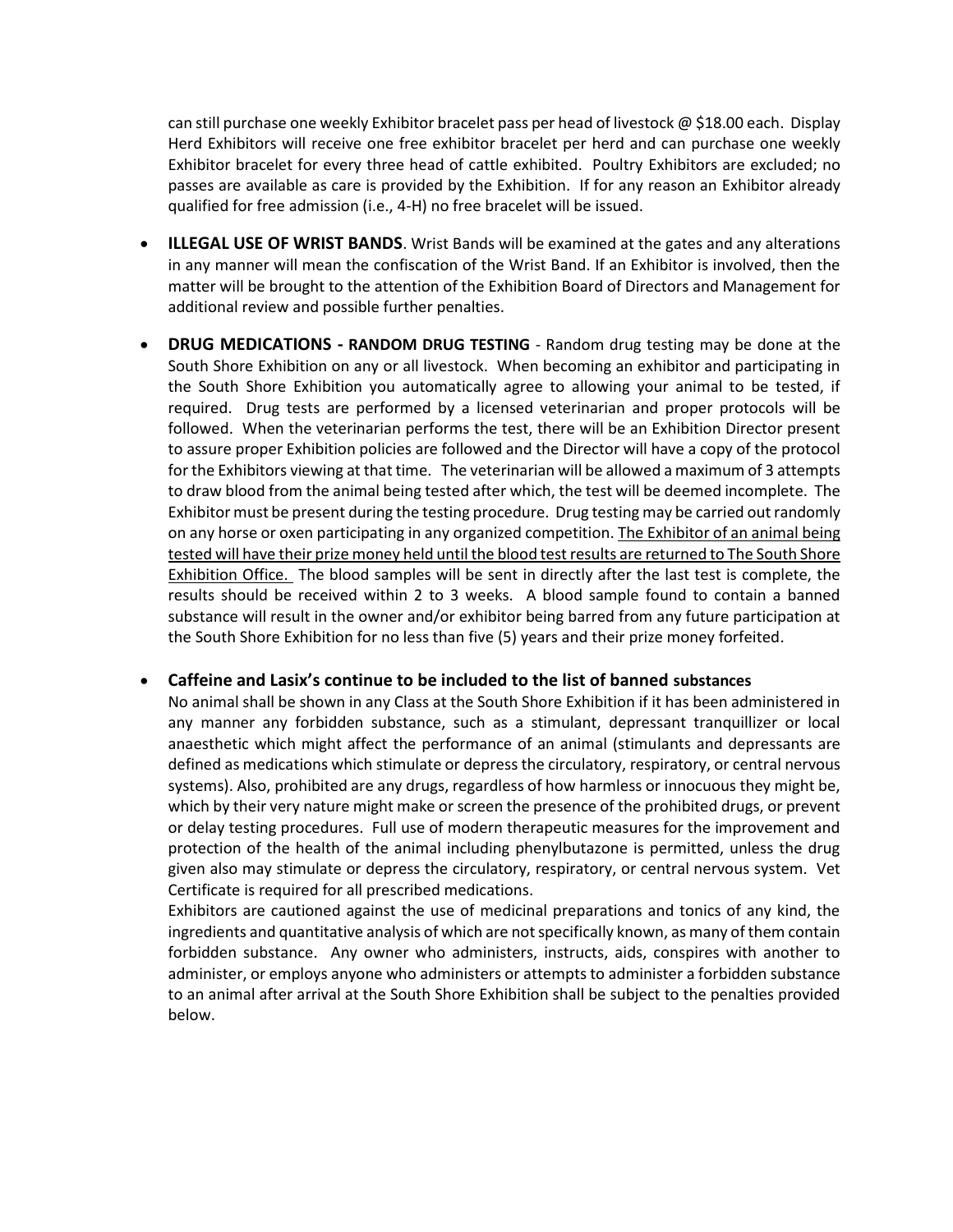can still purchase one weekly Exhibitor bracelet pass per head of livestock @ $18.00 each. Display Herd Exhibitors will receive one free exhibitor bracelet per herd and can purchase one weekly Exhibitor bracelet for every three head of cattle exhibited. Poultry Exhibitors are excluded; no passes are available as care is provided by the Exhibition. If for any reason an Exhibitor already qualified for free admission (i.e., 4-H) no free bracelet will be issued.

- **ILLEGAL USE OF WRIST BANDS**. Wrist Bands will be examined at the gates and any alterations in any manner will mean the confiscation of the Wrist Band. If an Exhibitor is involved, then the matter will be brought to the attention of the Exhibition Board of Directors and Management for additional review and possible further penalties.

- **DRUG MEDICATIONS - RANDOM DRUG TESTING** - Random drug testing may be done at the South Shore Exhibition on any or all livestock. When becoming an exhibitor and participating in the South Shore Exhibition you automatically agree to allowing your animal to be tested, if required. Drug tests are performed by a licensed veterinarian and proper protocols will be followed. When the veterinarian performs the test, there will be an Exhibition Director present to assure proper Exhibition policies are followed and the Director will have a copy of the protocol for the Exhibitors viewing at that time. The veterinarian will be allowed a maximum of 3 attempts to draw blood from the animal being tested after which, the test will be deemed incomplete. The Exhibitor must be present during the testing procedure. Drug testing may be carried out randomly on any horse or oxen participating in any organized competition. <u>The Exhibitor of an animal being tested will have their prize money held until the blood test results are returned to The South Shore Exhibition Office.</u> The blood samples will be sent in directly after the last test is complete, the results should be received within 2 to 3 weeks. A blood sample found to contain a banned substance will result in the owner and/or exhibitor being barred from any future participation at the South Shore Exhibition for no less than five (5) years and their prize money forfeited.

- **Caffeine and Lasix's continue to be included to the list of banned substances**

  No animal shall be shown in any Class at the South Shore Exhibition if it has been administered in any manner any forbidden substance, such as a stimulant, depressant tranquillizer or local anaesthetic which might affect the performance of an animal (stimulants and depressants are defined as medications which stimulate or depress the circulatory, respiratory, or central nervous systems). Also, prohibited are any drugs, regardless of how harmless or innocuous they might be, which by their very nature might make or screen the presence of the prohibited drugs, or prevent or delay testing procedures. Full use of modern therapeutic measures for the improvement and protection of the health of the animal including phenylbutazone is permitted, unless the drug given also may stimulate or depress the circulatory, respiratory, or central nervous system. Vet Certificate is required for all prescribed medications.

  Exhibitors are cautioned against the use of medicinal preparations and tonics of any kind, the ingredients and quantitative analysis of which are not specifically known, as many of them contain forbidden substance. Any owner who administers, instructs, aids, conspires with another to administer, or employs anyone who administers or attempts to administer a forbidden substance to an animal after arrival at the South Shore Exhibition shall be subject to the penalties provided below.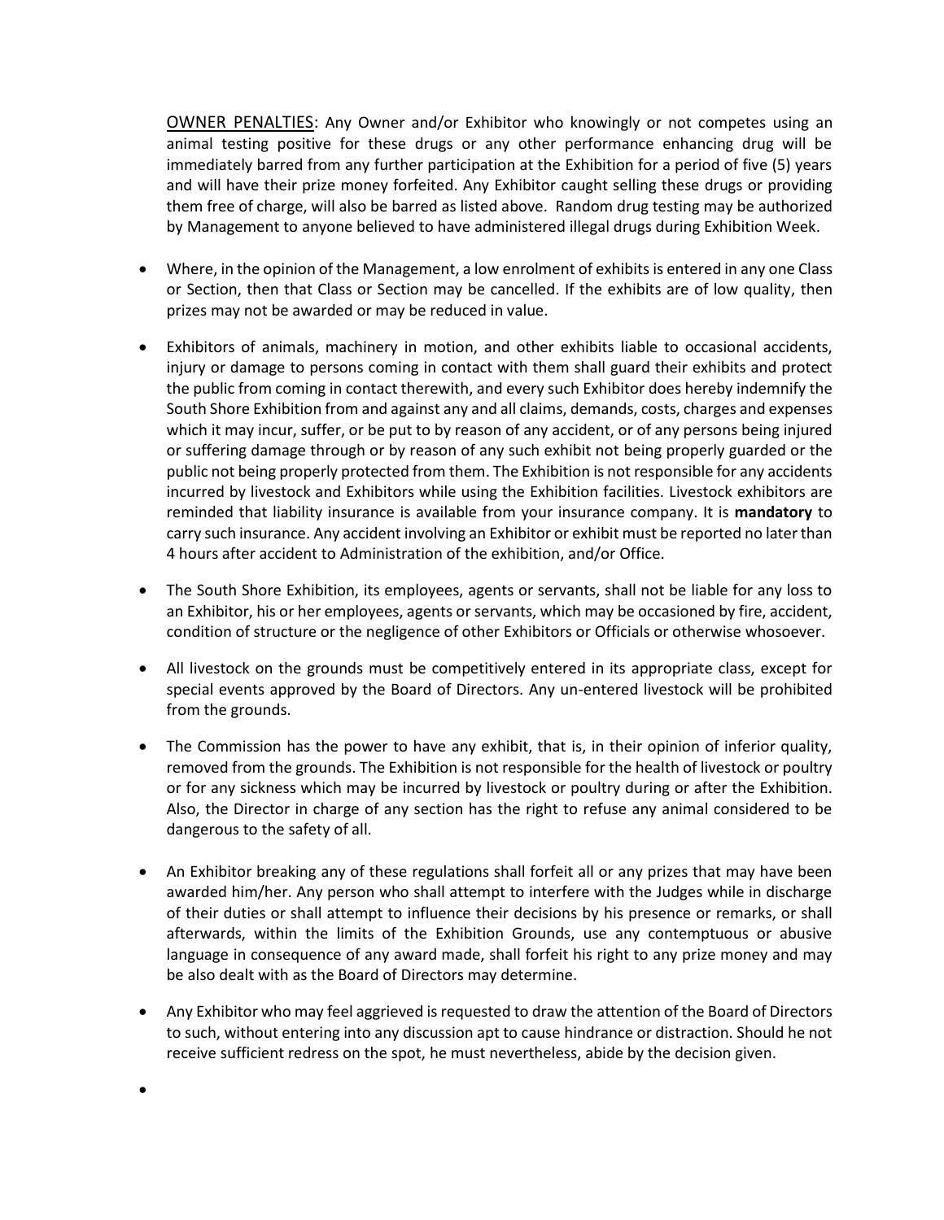<u>OWNER PENALTIES</u>: Any Owner and/or Exhibitor who knowingly or not competes using an animal testing positive for these drugs or any other performance enhancing drug will be immediately barred from any further participation at the Exhibition for a period of five (5) years and will have their prize money forfeited. Any Exhibitor caught selling these drugs or providing them free of charge, will also be barred as listed above. Random drug testing may be authorized by Management to anyone believed to have administered illegal drugs during Exhibition Week.

- Where, in the opinion of the Management, a low enrolment of exhibits is entered in any one Class or Section, then that Class or Section may be cancelled. If the exhibits are of low quality, then prizes may not be awarded or may be reduced in value.
- Exhibitors of animals, machinery in motion, and other exhibits liable to occasional accidents, injury or damage to persons coming in contact with them shall guard their exhibits and protect the public from coming in contact therewith, and every such Exhibitor does hereby indemnify the South Shore Exhibition from and against any and all claims, demands, costs, charges and expenses which it may incur, suffer, or be put to by reason of any accident, or of any persons being injured or suffering damage through or by reason of any such exhibit not being properly guarded or the public not being properly protected from them. The Exhibition is not responsible for any accidents incurred by livestock and Exhibitors while using the Exhibition facilities. Livestock exhibitors are reminded that liability insurance is available from your insurance company. It is **mandatory** to carry such insurance. Any accident involving an Exhibitor or exhibit must be reported no later than 4 hours after accident to Administration of the exhibition, and/or Office.
- The South Shore Exhibition, its employees, agents or servants, shall not be liable for any loss to an Exhibitor, his or her employees, agents or servants, which may be occasioned by fire, accident, condition of structure or the negligence of other Exhibitors or Officials or otherwise whosoever.
- All livestock on the grounds must be competitively entered in its appropriate class, except for special events approved by the Board of Directors. Any un-entered livestock will be prohibited from the grounds.
- The Commission has the power to have any exhibit, that is, in their opinion of inferior quality, removed from the grounds. The Exhibition is not responsible for the health of livestock or poultry or for any sickness which may be incurred by livestock or poultry during or after the Exhibition. Also, the Director in charge of any section has the right to refuse any animal considered to be dangerous to the safety of all.
- An Exhibitor breaking any of these regulations shall forfeit all or any prizes that may have been awarded him/her. Any person who shall attempt to interfere with the Judges while in discharge of their duties or shall attempt to influence their decisions by his presence or remarks, or shall afterwards, within the limits of the Exhibition Grounds, use any contemptuous or abusive language in consequence of any award made, shall forfeit his right to any prize money and may be also dealt with as the Board of Directors may determine.
- Any Exhibitor who may feel aggrieved is requested to draw the attention of the Board of Directors to such, without entering into any discussion apt to cause hindrance or distraction. Should he not receive sufficient redress on the spot, he must nevertheless, abide by the decision given.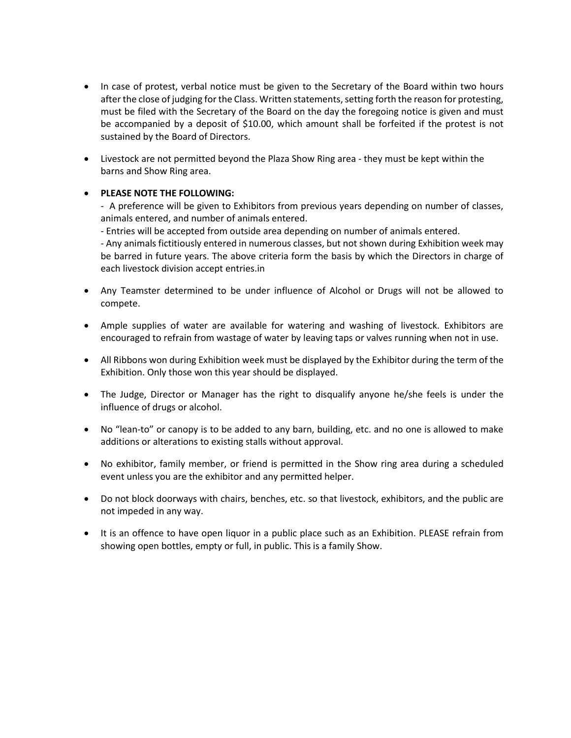- In case of protest, verbal notice must be given to the Secretary of the Board within two hours after the close of judging for the Class. Written statements, setting forth the reason for protesting, must be filed with the Secretary of the Board on the day the foregoing notice is given and must be accompanied by a deposit of $10.00, which amount shall be forfeited if the protest is not sustained by the Board of Directors.

- Livestock are not permitted beyond the Plaza Show Ring area - they must be kept within the barns and Show Ring area.

- **PLEASE NOTE THE FOLLOWING:**
  - A preference will be given to Exhibitors from previous years depending on number of classes, animals entered, and number of animals entered.
  - Entries will be accepted from outside area depending on number of animals entered.
  - Any animals fictitiously entered in numerous classes, but not shown during Exhibition week may be barred in future years. The above criteria form the basis by which the Directors in charge of each livestock division accept entries.in

- Any Teamster determined to be under influence of Alcohol or Drugs will not be allowed to compete.

- Ample supplies of water are available for watering and washing of livestock. Exhibitors are encouraged to refrain from wastage of water by leaving taps or valves running when not in use.

- All Ribbons won during Exhibition week must be displayed by the Exhibitor during the term of the Exhibition. Only those won this year should be displayed.

- The Judge, Director or Manager has the right to disqualify anyone he/she feels is under the influence of drugs or alcohol.

- No "lean-to" or canopy is to be added to any barn, building, etc. and no one is allowed to make additions or alterations to existing stalls without approval.

- No exhibitor, family member, or friend is permitted in the Show ring area during a scheduled event unless you are the exhibitor and any permitted helper.

- Do not block doorways with chairs, benches, etc. so that livestock, exhibitors, and the public are not impeded in any way.

- It is an offence to have open liquor in a public place such as an Exhibition. PLEASE refrain from showing open bottles, empty or full, in public. This is a family Show.